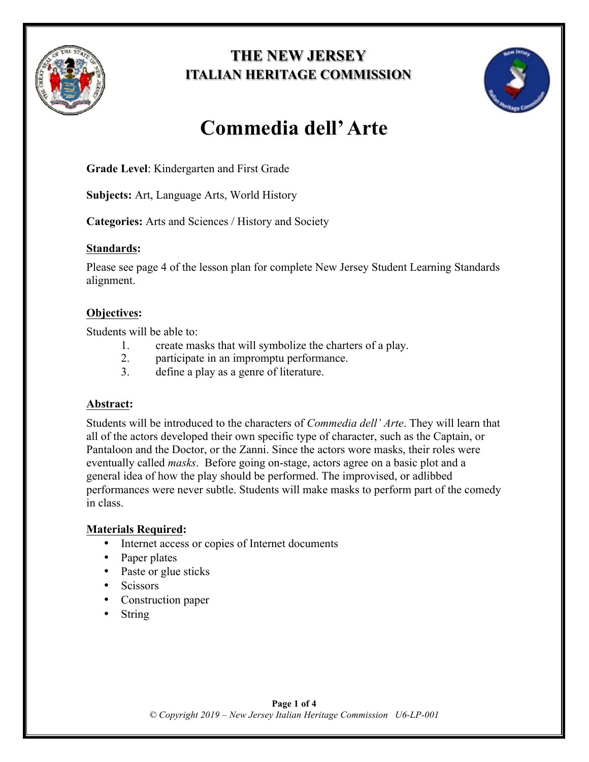# THE NEW JERSEY ITALIAN HERITAGE COMMISSION

# Commedia dell' Arte

**Grade Level**: Kindergarten and First Grade

**Subjects:** Art, Language Arts, World History

**Categories:** Arts and Sciences / History and Society

## Standards:

Please see page 4 of the lesson plan for complete New Jersey Student Learning Standards alignment.

## Objectives:

Students will be able to:

1. create masks that will symbolize the charters of a play.
2. participate in an impromptu performance.
3. define a play as a genre of literature.

## Abstract:

Students will be introduced to the characters of *Commedia dell' Arte*. They will learn that all of the actors developed their own specific type of character, such as the Captain, or Pantaloon and the Doctor, or the Zanni. Since the actors wore masks, their roles were eventually called *masks*. Before going on-stage, actors agree on a basic plot and a general idea of how the play should be performed. The improvised, or adlibbed performances were never subtle. Students will make masks to perform part of the comedy in class.

## Materials Required:

- Internet access or copies of Internet documents
- Paper plates
- Paste or glue sticks
- Scissors
- Construction paper
- String

© Copyright 2019 – New Jersey Italian Heritage Commission U6-LP-001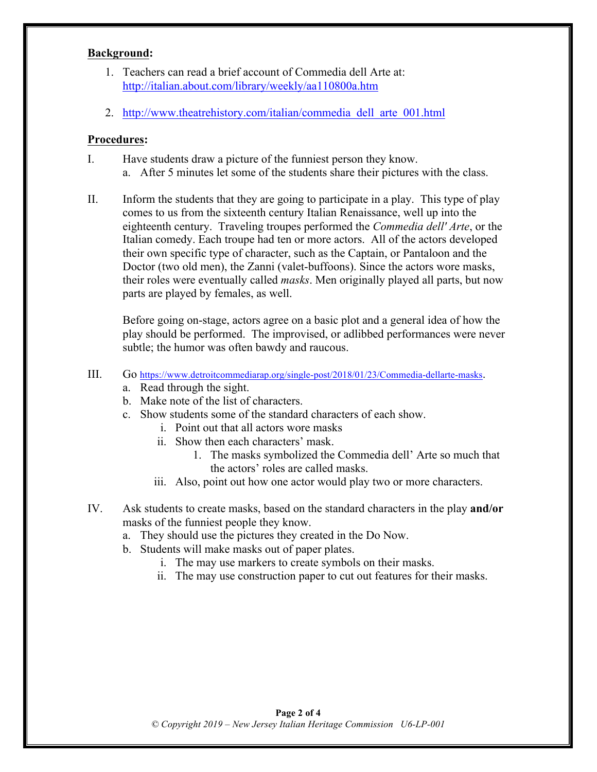**Background:**

1. Teachers can read a brief account of Commedia dell Arte at: http://italian.about.com/library/weekly/aa110800a.htm
2. http://www.theatrehistory.com/italian/commedia_dell_arte_001.html

**Procedures:**

I. Have students draw a picture of the funniest person they know.
   a. After 5 minutes let some of the students share their pictures with the class.

II. Inform the students that they are going to participate in a play. This type of play comes to us from the sixteenth century Italian Renaissance, well up into the eighteenth century. Traveling troupes performed the *Commedia dell' Arte*, or the Italian comedy. Each troupe had ten or more actors. All of the actors developed their own specific type of character, such as the Captain, or Pantaloon and the Doctor (two old men), the Zanni (valet-buffoons). Since the actors wore masks, their roles were eventually called *masks*. Men originally played all parts, but now parts are played by females, as well.

   Before going on-stage, actors agree on a basic plot and a general idea of how the play should be performed. The improvised, or adlibbed performances were never subtle; the humor was often bawdy and raucous.

III. Go https://www.detroitcommediarap.org/single-post/2018/01/23/Commedia-dellarte-masks.
   a. Read through the sight.
   b. Make note of the list of characters.
   c. Show students some of the standard characters of each show.
      i. Point out that all actors wore masks
      ii. Show then each characters' mask.
         1. The masks symbolized the Commedia dell' Arte so much that the actors' roles are called masks.
      iii. Also, point out how one actor would play two or more characters.

IV. Ask students to create masks, based on the standard characters in the play **and/or** masks of the funniest people they know.
   a. They should use the pictures they created in the Do Now.
   b. Students will make masks out of paper plates.
      i. The may use markers to create symbols on their masks.
      ii. The may use construction paper to cut out features for their masks.

*© Copyright 2019 – New Jersey Italian Heritage Commission U6-LP-001*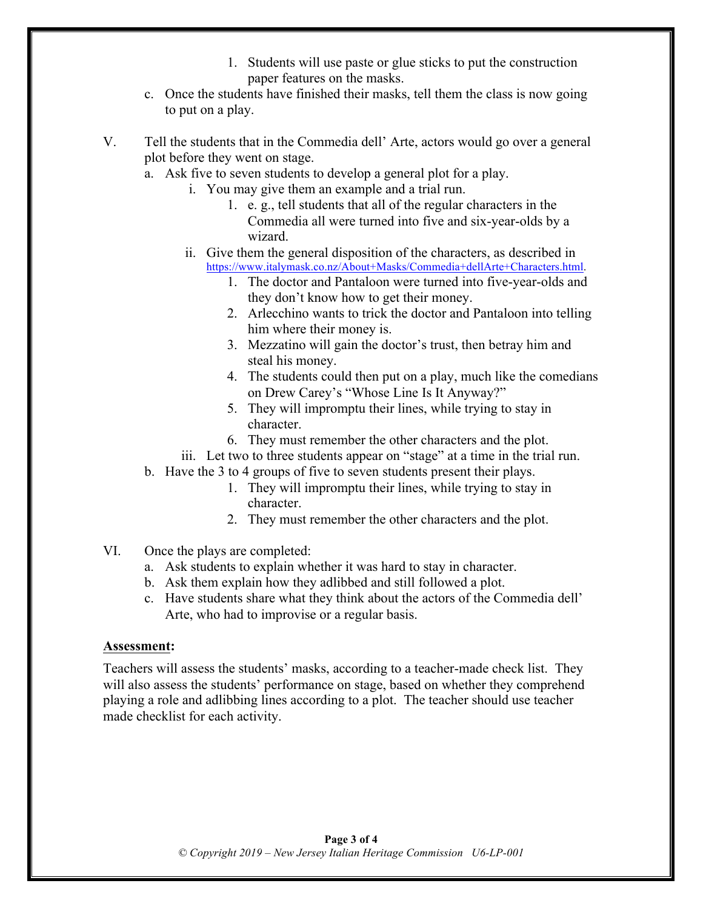1. Students will use paste or glue sticks to put the construction paper features on the masks.

c. Once the students have finished their masks, tell them the class is now going to put on a play.

V. Tell the students that in the Commedia dell' Arte, actors would go over a general plot before they went on stage.

a. Ask five to seven students to develop a general plot for a play.

   i. You may give them an example and a trial run.

      1. e. g., tell students that all of the regular characters in the Commedia all were turned into five and six-year-olds by a wizard.

   ii. Give them the general disposition of the characters, as described in https://www.italymask.co.nz/About+Masks/Commedia+dellArte+Characters.html.

      1. The doctor and Pantaloon were turned into five-year-olds and they don't know how to get their money.
      2. Arlecchino wants to trick the doctor and Pantaloon into telling him where their money is.
      3. Mezzatino will gain the doctor's trust, then betray him and steal his money.
      4. The students could then put on a play, much like the comedians on Drew Carey's "Whose Line Is It Anyway?"
      5. They will impromptu their lines, while trying to stay in character.
      6. They must remember the other characters and the plot.

   iii. Let two to three students appear on "stage" at a time in the trial run.

b. Have the 3 to 4 groups of five to seven students present their plays.

   1. They will impromptu their lines, while trying to stay in character.
   2. They must remember the other characters and the plot.

VI. Once the plays are completed:

a. Ask students to explain whether it was hard to stay in character.

b. Ask them explain how they adlibbed and still followed a plot.

c. Have students share what they think about the actors of the Commedia dell' Arte, who had to improvise or a regular basis.

**Assessment:**

Teachers will assess the students' masks, according to a teacher-made check list. They will also assess the students' performance on stage, based on whether they comprehend playing a role and adlibbing lines according to a plot. The teacher should use teacher made checklist for each activity.

*© Copyright 2019 – New Jersey Italian Heritage Commission U6-LP-001*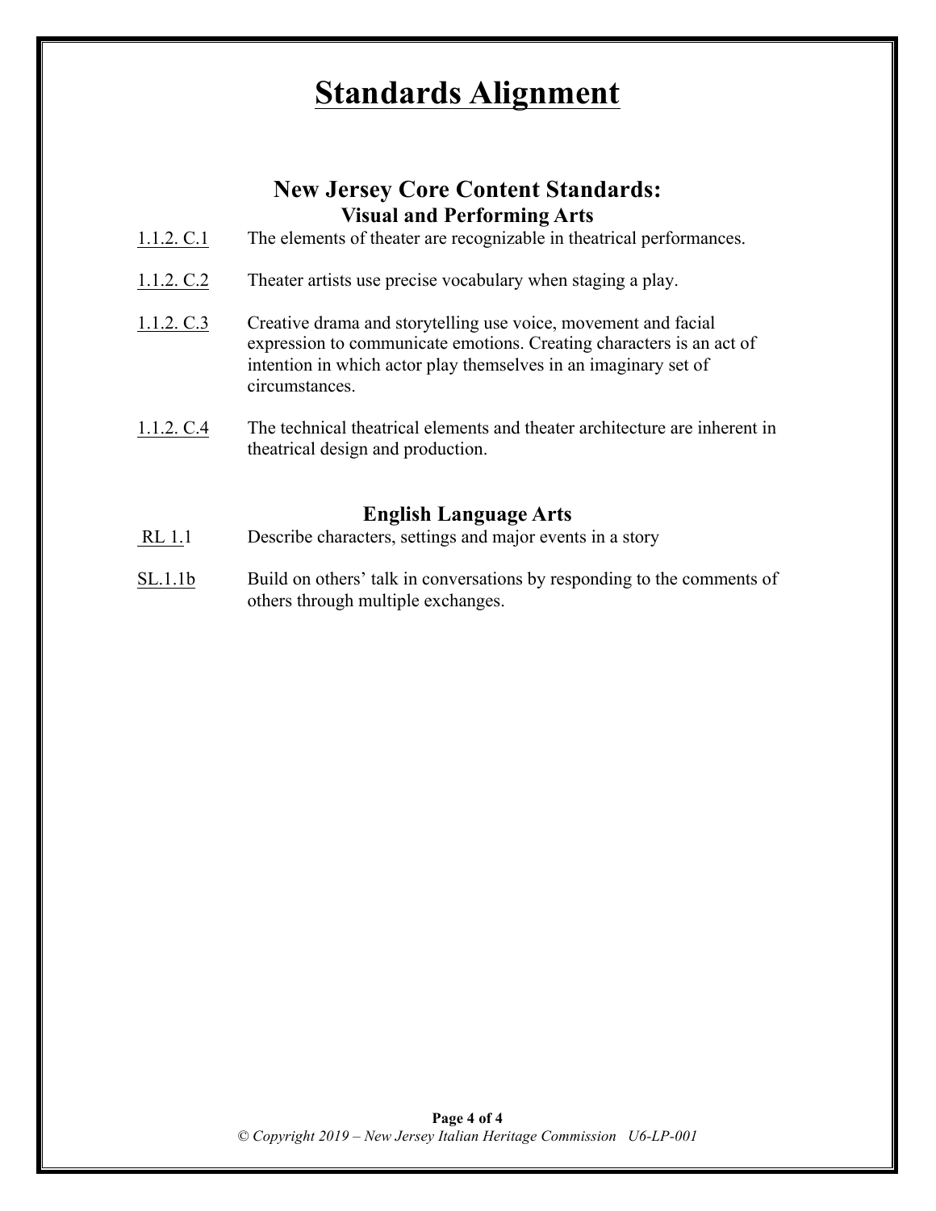# Standards Alignment

## New Jersey Core Content Standards:

### Visual and Performing Arts

1.1.2. C.1 The elements of theater are recognizable in theatrical performances.

1.1.2. C.2 Theater artists use precise vocabulary when staging a play.

1.1.2. C.3 Creative drama and storytelling use voice, movement and facial expression to communicate emotions. Creating characters is an act of intention in which actor play themselves in an imaginary set of circumstances.

1.1.2. C.4 The technical theatrical elements and theater architecture are inherent in theatrical design and production.

### English Language Arts

RL 1.1 Describe characters, settings and major events in a story

SL.1.1b Build on others' talk in conversations by responding to the comments of others through multiple exchanges.

*© Copyright 2019 – New Jersey Italian Heritage Commission U6-LP-001*